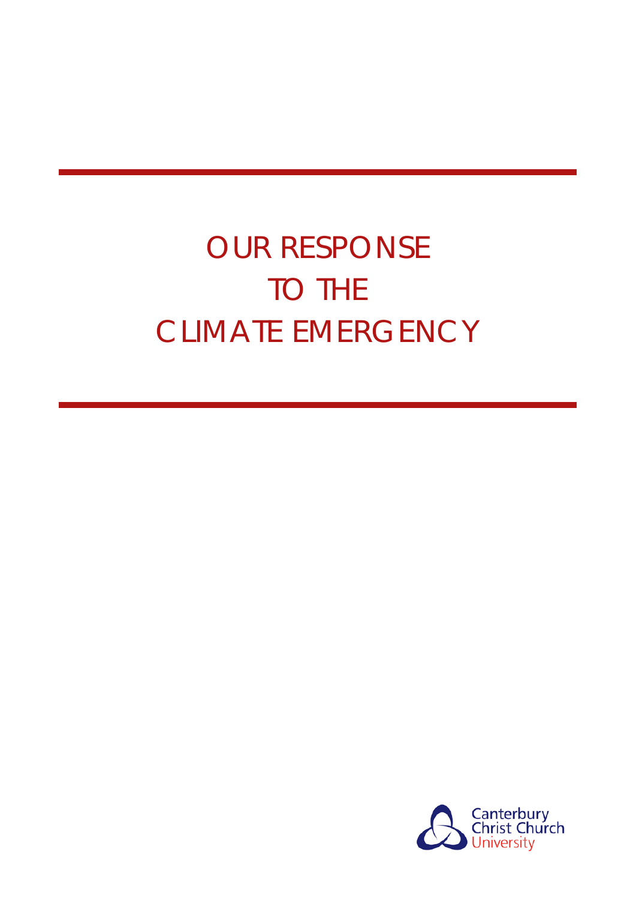# OUR RESPONSE TO THE CLIMATE EMERGENCY

Canterbury Christ Church University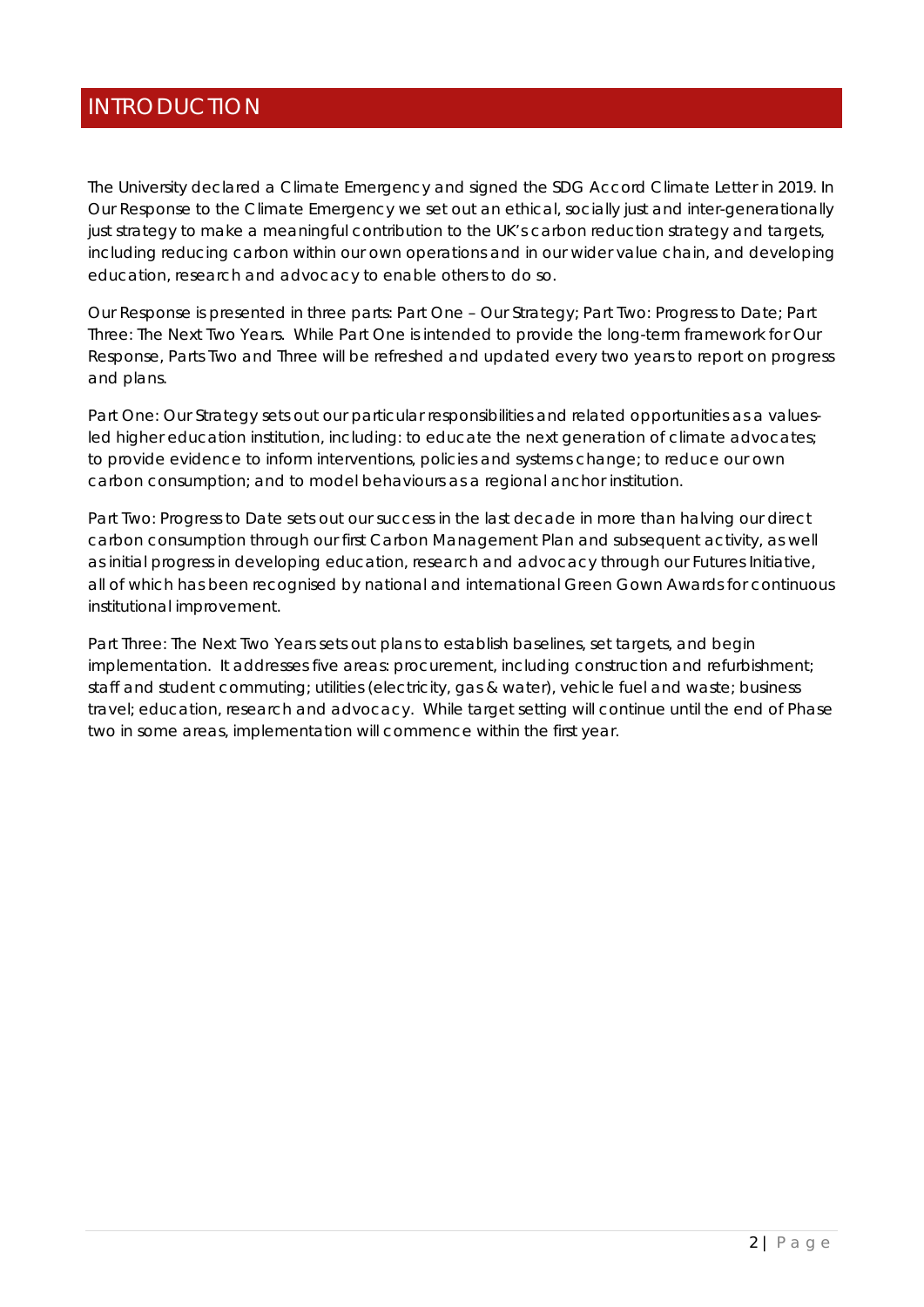# INTRODUCTION

The University declared a Climate Emergency and signed the SDG Accord Climate Letter in 2019. In Our Response to the Climate Emergency we set out an ethical, socially just and inter-generationally just strategy to make a meaningful contribution to the UK's carbon reduction strategy and targets, including reducing carbon within our own operations and in our wider value chain, and developing education, research and advocacy to enable others to do so.

Our Response is presented in three parts: Part One – Our Strategy; Part Two: Progress to Date; Part Three: The Next Two Years. While Part One is intended to provide the long-term framework for Our Response, Parts Two and Three will be refreshed and updated every two years to report on progress and plans.

Part One: Our Strategy sets out our particular responsibilities and related opportunities as a values-led higher education institution, including: to educate the next generation of climate advocates; to provide evidence to inform interventions, policies and systems change; to reduce our own carbon consumption; and to model behaviours as a regional anchor institution.

Part Two: Progress to Date sets out our success in the last decade in more than halving our direct carbon consumption through our first Carbon Management Plan and subsequent activity, as well as initial progress in developing education, research and advocacy through our Futures Initiative, all of which has been recognised by national and international Green Gown Awards for continuous institutional improvement.

Part Three: The Next Two Years sets out plans to establish baselines, set targets, and begin implementation. It addresses five areas: procurement, including construction and refurbishment; staff and student commuting; utilities (electricity, gas & water), vehicle fuel and waste; business travel; education, research and advocacy. While target setting will continue until the end of Phase two in some areas, implementation will commence within the first year.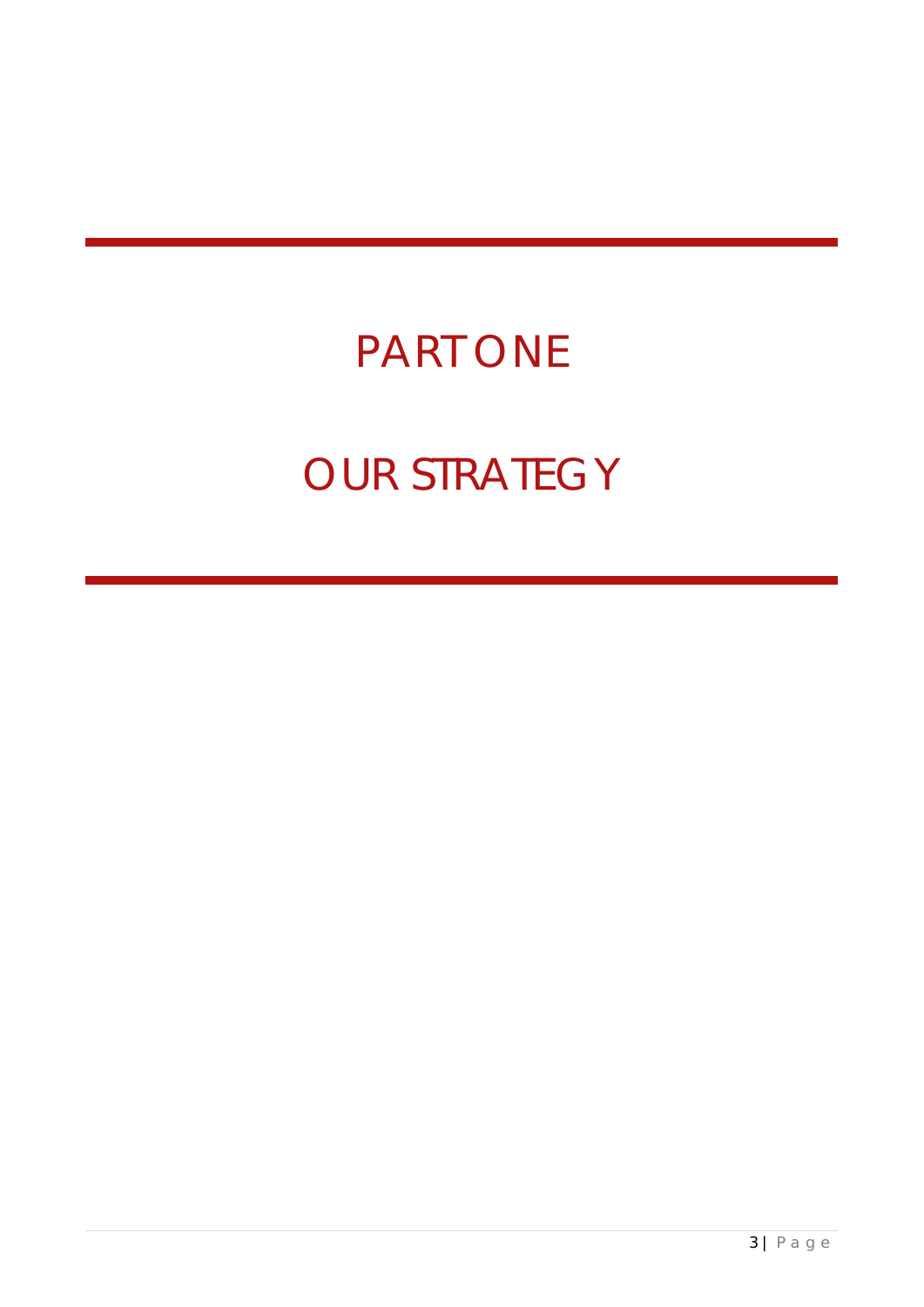# PART ONE

# OUR STRATEGY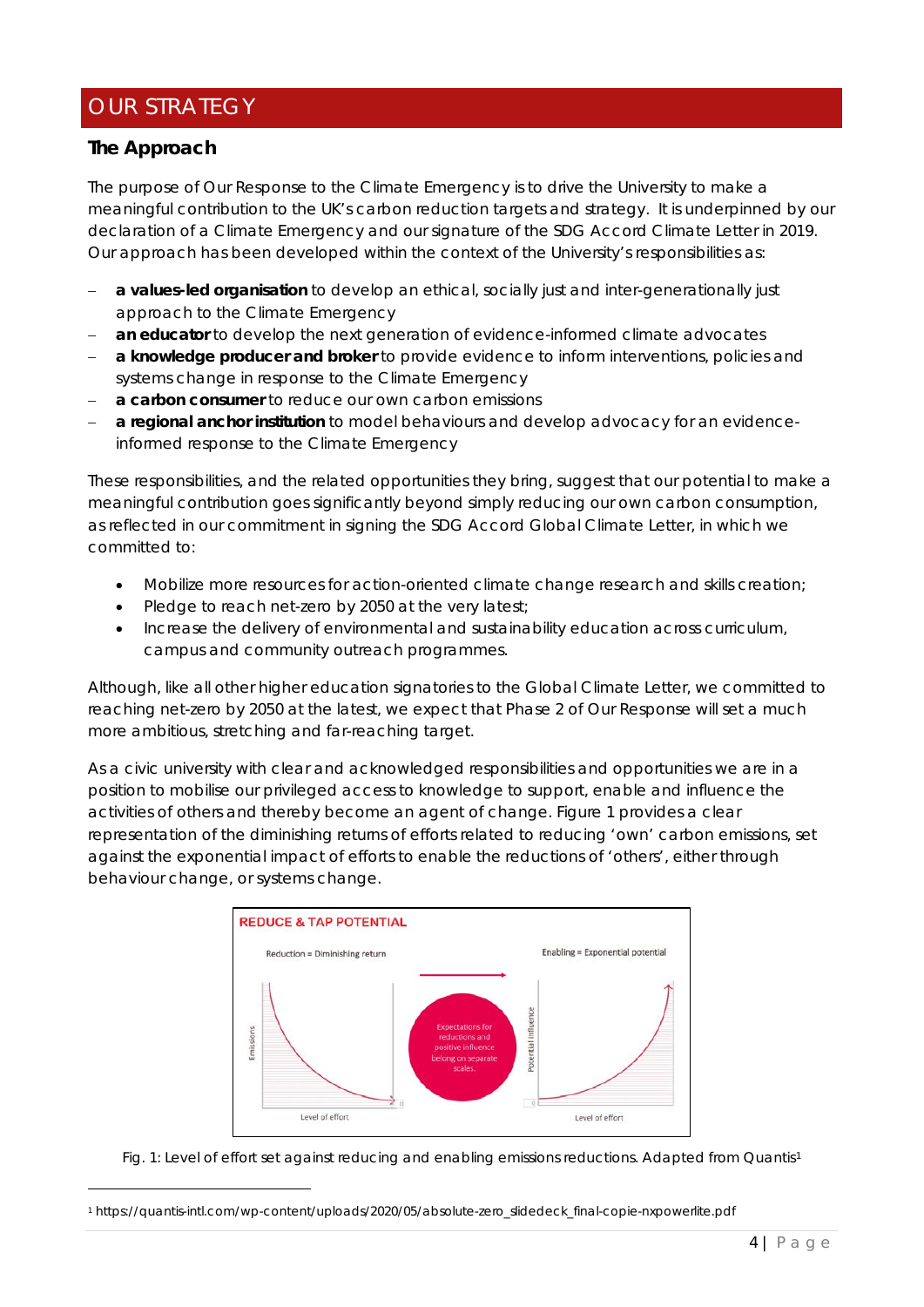# OUR STRATEGY

## The Approach

The purpose of Our Response to the Climate Emergency is to drive the University to make a meaningful contribution to the UK's carbon reduction targets and strategy. It is underpinned by our declaration of a Climate Emergency and our signature of the SDG Accord Climate Letter in 2019. Our approach has been developed within the context of the University's responsibilities as:

- **a values-led organisation** to develop an ethical, socially just and inter-generationally just approach to the Climate Emergency
- **an educator** to develop the next generation of evidence-informed climate advocates
- **a knowledge producer and broker** to provide evidence to inform interventions, policies and systems change in response to the Climate Emergency
- **a carbon consumer** to reduce our own carbon emissions
- **a regional anchor institution** to model behaviours and develop advocacy for an evidence-informed response to the Climate Emergency

These responsibilities, and the related opportunities they bring, suggest that our potential to make a meaningful contribution goes significantly beyond simply reducing our own carbon consumption, as reflected in our commitment in signing the SDG Accord Global Climate Letter, in which we committed to:

- Mobilize more resources for action-oriented climate change research and skills creation;
- Pledge to reach net-zero by 2050 at the very latest;
- Increase the delivery of environmental and sustainability education across curriculum, campus and community outreach programmes.

Although, like all other higher education signatories to the Global Climate Letter, we committed to reaching net-zero by 2050 at the latest, we expect that Phase 2 of Our Response will set a much more ambitious, stretching and far-reaching target.

As a civic university with clear and acknowledged responsibilities and opportunities we are in a position to mobilise our privileged access to knowledge to support, enable and influence the activities of others and thereby become an agent of change. Figure 1 provides a clear representation of the diminishing returns of efforts related to reducing 'own' carbon emissions, set against the exponential impact of efforts to enable the reductions of 'others', either through behaviour change, or systems change.

REDUCE & TAP POTENTIAL

Reduction = Diminishing return

Enabling = Exponential potential

Expectations for reductions and positive influence belong on separate scales.

Fig. 1: Level of effort set against reducing and enabling emissions reductions. Adapted from Quantis[1]

[1] https://quantis-intl.com/wp-content/uploads/2020/05/absolute-zero_slidedeck_final-copie-nxpowerlite.pdf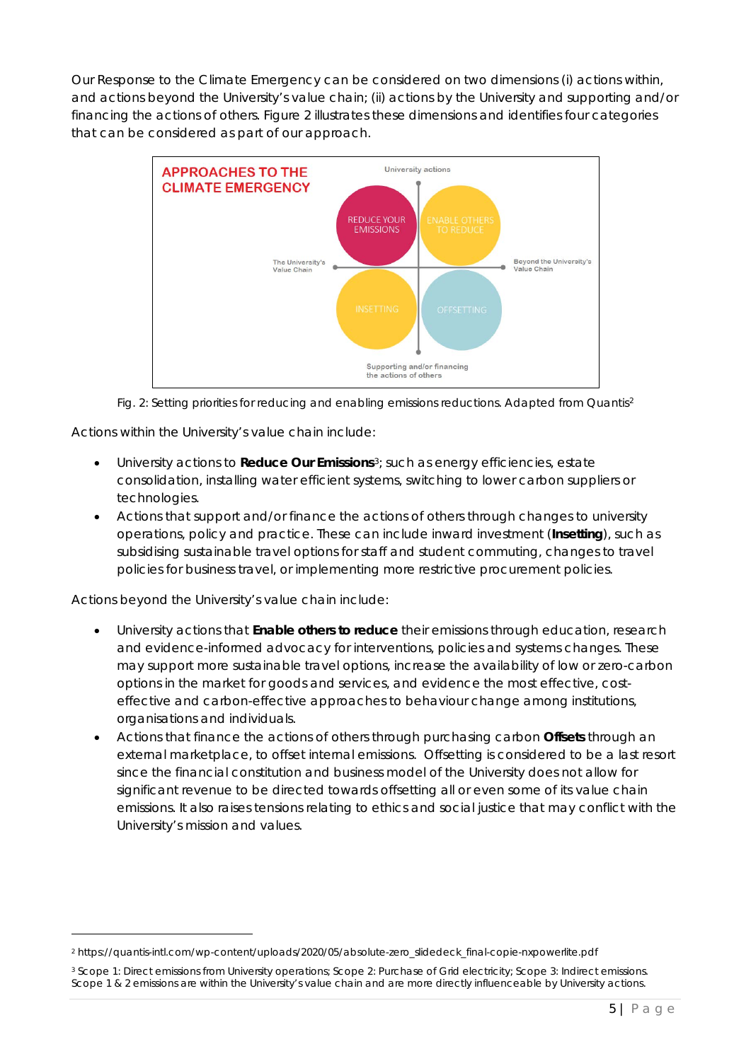Our Response to the Climate Emergency can be considered on two dimensions (i) actions within, and actions beyond the University's value chain; (ii) actions by the University and supporting and/or financing the actions of others. Figure 2 illustrates these dimensions and identifies four categories that can be considered as part of our approach.

**APPROACHES TO THE CLIMATE EMERGENCY**

University actions

REDUCE YOUR EMISSIONS | ENABLE OTHERS TO REDUCE

The University's Value Chain | Beyond the University's Value Chain

INSETTING | OFFSETTING

Supporting and/or financing the actions of others

Fig. 2: Setting priorities for reducing and enabling emissions reductions. Adapted from Quantis[2]

Actions within the University's value chain include:

- University actions to **Reduce Our Emissions**[3]; such as energy efficiencies, estate consolidation, installing water efficient systems, switching to lower carbon suppliers or technologies.
- Actions that support and/or finance the actions of others through changes to university operations, policy and practice. These can include inward investment (**Insetting**), such as subsidising sustainable travel options for staff and student commuting, changes to travel policies for business travel, or implementing more restrictive procurement policies.

Actions beyond the University's value chain include:

- University actions that **Enable others to reduce** their emissions through education, research and evidence-informed advocacy for interventions, policies and systems changes. These may support more sustainable travel options, increase the availability of low or zero-carbon options in the market for goods and services, and evidence the most effective, cost-effective and carbon-effective approaches to behaviour change among institutions, organisations and individuals.
- Actions that finance the actions of others through purchasing carbon **Offsets** through an external marketplace, to offset internal emissions. Offsetting is considered to be a last resort since the financial constitution and business model of the University does not allow for significant revenue to be directed towards offsetting all or even some of its value chain emissions. It also raises tensions relating to ethics and social justice that may conflict with the University's mission and values.

---

[2] https://quantis-intl.com/wp-content/uploads/2020/05/absolute-zero_slidedeck_final-copie-nxpowerlite.pdf

[3] Scope 1: Direct emissions from University operations; Scope 2: Purchase of Grid electricity; Scope 3: Indirect emissions. Scope 1 & 2 emissions are within the University's value chain and are more directly influenceable by University actions.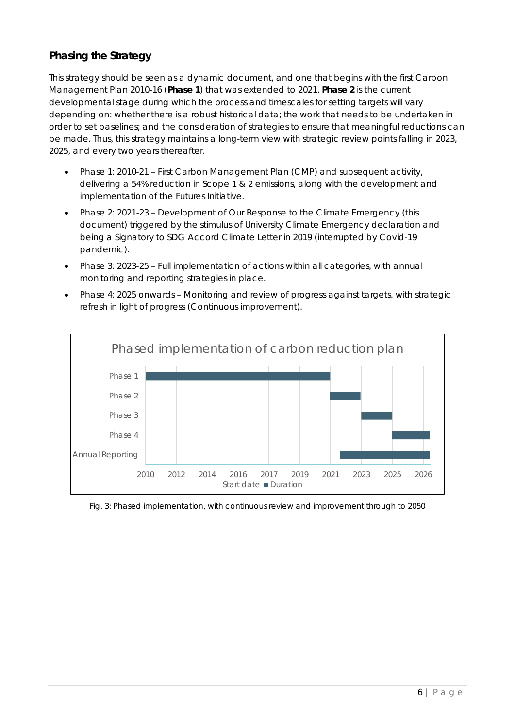## Phasing the Strategy

This strategy should be seen as a dynamic document, and one that begins with the first Carbon Management Plan 2010-16 (**Phase 1**) that was extended to 2021. **Phase 2** is the current developmental stage during which the process and timescales for setting targets will vary depending on: whether there is a robust historical data; the work that needs to be undertaken in order to set baselines; and the consideration of strategies to ensure that meaningful reductions can be made. Thus, this strategy maintains a long-term view with strategic review points falling in 2023, 2025, and every two years thereafter.

- Phase 1: 2010-21 – First Carbon Management Plan (CMP) and subsequent activity, delivering a 54% reduction in Scope 1 & 2 emissions, along with the development and implementation of the Futures Initiative.
- Phase 2: 2021-23 – Development of Our Response to the Climate Emergency (this document) triggered by the stimulus of University Climate Emergency declaration and being a Signatory to SDG Accord Climate Letter in 2019 (interrupted by Covid-19 pandemic).
- Phase 3: 2023-25 – Full implementation of actions within all categories, with annual monitoring and reporting strategies in place.
- Phase 4: 2025 onwards – Monitoring and review of progress against targets, with strategic refresh in light of progress (Continuous improvement).

Phased implementation of carbon reduction plan

| | Start date | Duration |
|---|---|---|
| Phase 1 | 2010 | 2010–2021 |
| Phase 2 | 2021 | 2021–2023 |
| Phase 3 | 2023 | 2023–2025 |
| Phase 4 | 2025 | 2025–2026 |
| Annual Reporting | 2021 | 2021–2026 |

Fig. 3: Phased implementation, with continuous review and improvement through to 2050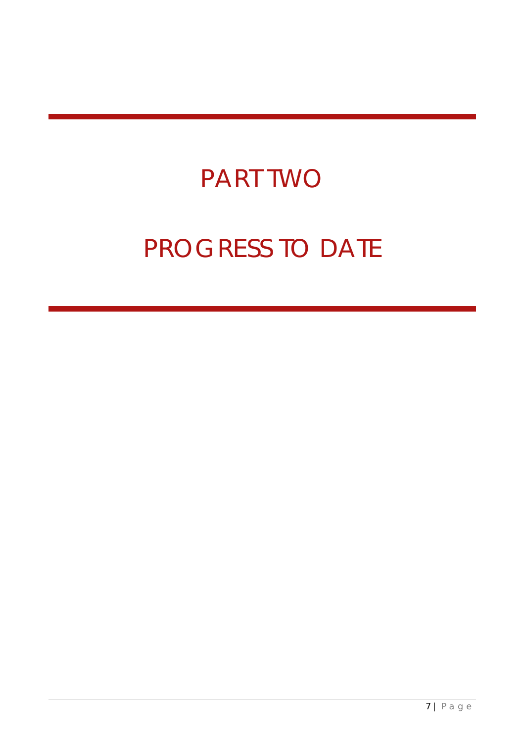# PART TWO

# PROGRESS TO DATE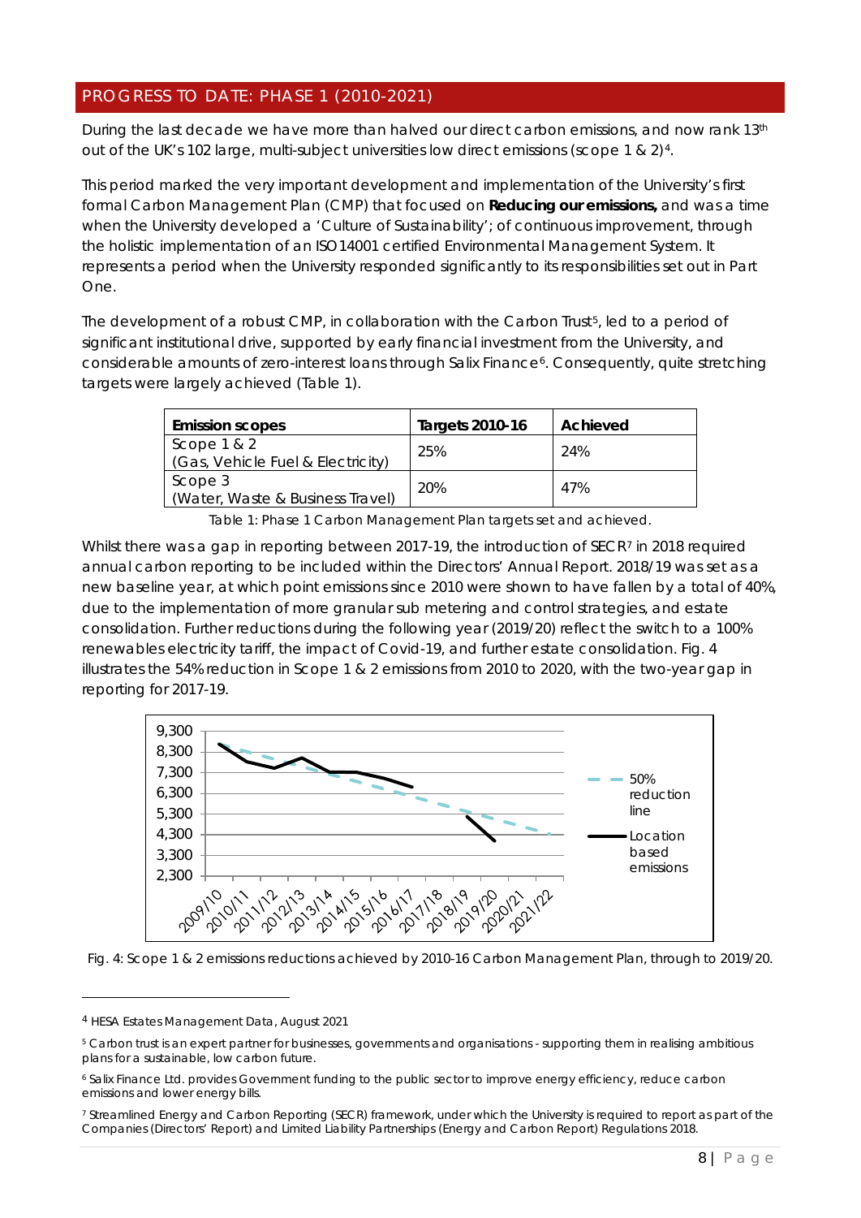## PROGRESS TO DATE: PHASE 1 (2010-2021)

During the last decade we have more than halved our direct carbon emissions, and now rank 13th out of the UK's 102 large, multi-subject universities low direct emissions (scope 1 & 2)[4].

This period marked the very important development and implementation of the University's first formal Carbon Management Plan (CMP) that focused on **Reducing our emissions,** and was a time when the University developed a 'Culture of Sustainability'; of continuous improvement, through the holistic implementation of an ISO14001 certified Environmental Management System. It represents a period when the University responded significantly to its responsibilities set out in Part One.

The development of a robust CMP, in collaboration with the Carbon Trust[5], led to a period of significant institutional drive, supported by early financial investment from the University, and considerable amounts of zero-interest loans through Salix Finance[6]. Consequently, quite stretching targets were largely achieved (Table 1).

| Emission scopes | Targets 2010-16 | Achieved |
|---|---|---|
| Scope 1 & 2<br>(Gas, Vehicle Fuel & Electricity) | 25% | 24% |
| Scope 3<br>(Water, Waste & Business Travel) | 20% | 47% |

Table 1: Phase 1 Carbon Management Plan targets set and achieved.

Whilst there was a gap in reporting between 2017-19, the introduction of SECR[7] in 2018 required annual carbon reporting to be included within the Directors' Annual Report. 2018/19 was set as a new baseline year, at which point emissions since 2010 were shown to have fallen by a total of 40%, due to the implementation of more granular sub metering and control strategies, and estate consolidation. Further reductions during the following year (2019/20) reflect the switch to a 100% renewables electricity tariff, the impact of Covid-19, and further estate consolidation. Fig. 4 illustrates the 54% reduction in Scope 1 & 2 emissions from 2010 to 2020, with the two-year gap in reporting for 2017-19.

Fig. 4: Scope 1 & 2 emissions reductions achieved by 2010-16 Carbon Management Plan, through to 2019/20.

---

[4] HESA Estates Management Data, August 2021

[5] Carbon trust is an expert partner for businesses, governments and organisations - supporting them in realising ambitious plans for a sustainable, low carbon future.

[6] Salix Finance Ltd. provides Government funding to the public sector to improve energy efficiency, reduce carbon emissions and lower energy bills.

[7] Streamlined Energy and Carbon Reporting (SECR) framework, under which the University is required to report as part of the Companies (Directors' Report) and Limited Liability Partnerships (Energy and Carbon Report) Regulations 2018.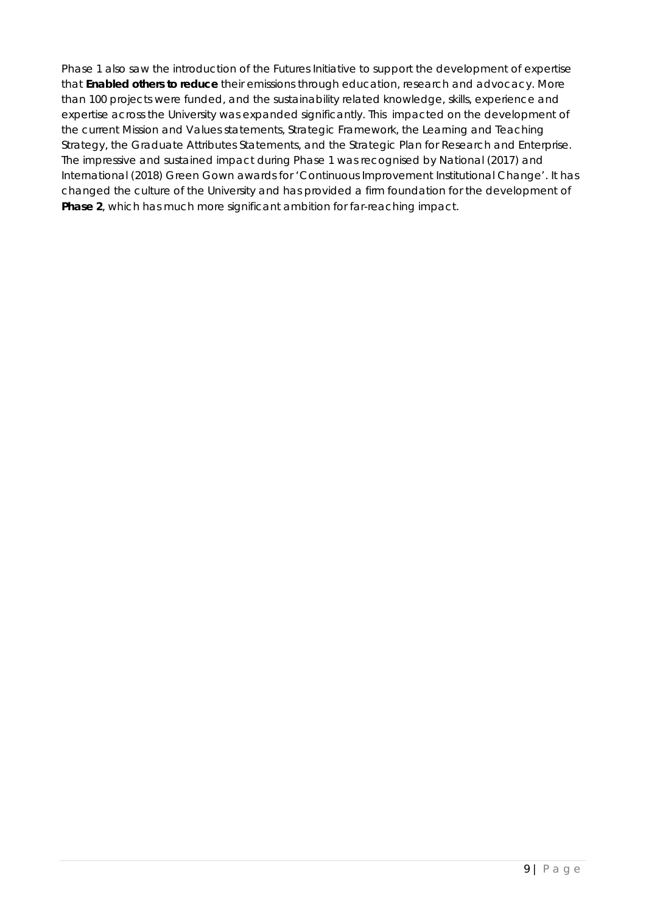Phase 1 also saw the introduction of the Futures Initiative to support the development of expertise that **Enabled others to reduce** their emissions through education, research and advocacy. More than 100 projects were funded, and the sustainability related knowledge, skills, experience and expertise across the University was expanded significantly. This impacted on the development of the current Mission and Values statements, Strategic Framework, the Learning and Teaching Strategy, the Graduate Attributes Statements, and the Strategic Plan for Research and Enterprise. The impressive and sustained impact during Phase 1 was recognised by National (2017) and International (2018) Green Gown awards for 'Continuous Improvement Institutional Change'. It has changed the culture of the University and has provided a firm foundation for the development of **Phase 2**, which has much more significant ambition for far-reaching impact.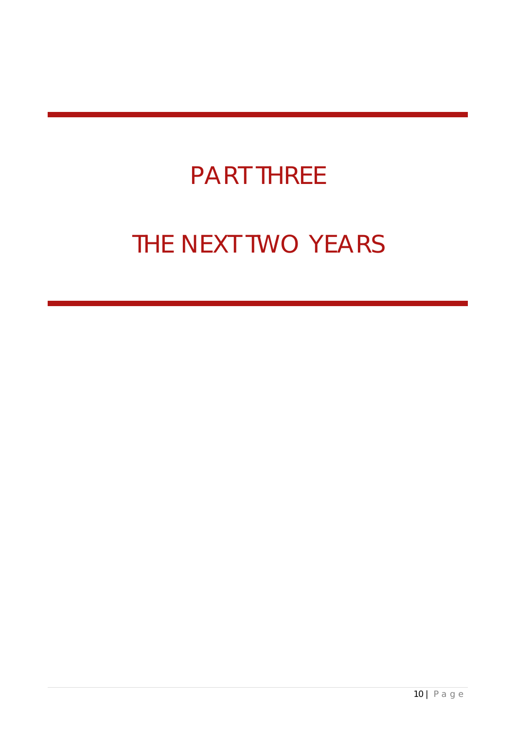# PART THREE

# THE NEXT TWO YEARS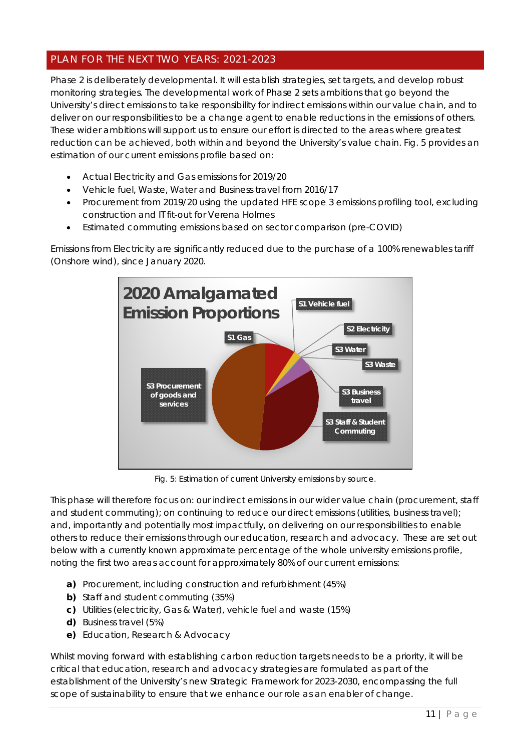## PLAN FOR THE NEXT TWO YEARS: 2021-2023

Phase 2 is deliberately developmental. It will establish strategies, set targets, and develop robust monitoring strategies. The developmental work of Phase 2 sets ambitions that go beyond the University's direct emissions to take responsibility for indirect emissions within our value chain, and to deliver on our responsibilities to be a change agent to enable reductions in the emissions of others. These wider ambitions will support us to ensure our effort is directed to the areas where greatest reduction can be achieved, both within and beyond the University's value chain. Fig. 5 provides an estimation of our current emissions profile based on:

- Actual Electricity and Gas emissions for 2019/20
- Vehicle fuel, Waste, Water and Business travel from 2016/17
- Procurement from 2019/20 using the updated HFE scope 3 emissions profiling tool, excluding construction and IT fit-out for Verena Holmes
- Estimated commuting emissions based on sector comparison (pre-COVID)

Emissions from Electricity are significantly reduced due to the purchase of a 100% renewables tariff (Onshore wind), since January 2020.

**2020 Amalgamated Emission Proportions**

S1 Vehicle fuel; S2 Electricity; S3 Water; S3 Waste; S3 Business travel; S3 Staff & Student Commuting; S3 Procurement of goods and services; S1 Gas

Fig. 5: Estimation of current University emissions by source.

This phase will therefore focus on: our indirect emissions in our wider value chain (procurement, staff and student commuting); on continuing to reduce our direct emissions (utilities, business travel); and, importantly and potentially most impactfully, on delivering on our responsibilities to enable others to reduce their emissions through our education, research and advocacy. These are set out below with a currently known approximate percentage of the whole university emissions profile, noting the first two areas account for approximately 80% of our current emissions:

**a)** Procurement, including construction and refurbishment (45%)
**b)** Staff and student commuting (35%)
**c)** Utilities (electricity, Gas & Water), vehicle fuel and waste (15%)
**d)** Business travel (5%)
**e)** Education, Research & Advocacy

Whilst moving forward with establishing carbon reduction targets needs to be a priority, it will be critical that education, research and advocacy strategies are formulated as part of the establishment of the University's new Strategic Framework for 2023-2030, encompassing the full scope of sustainability to ensure that we enhance our role as an enabler of change.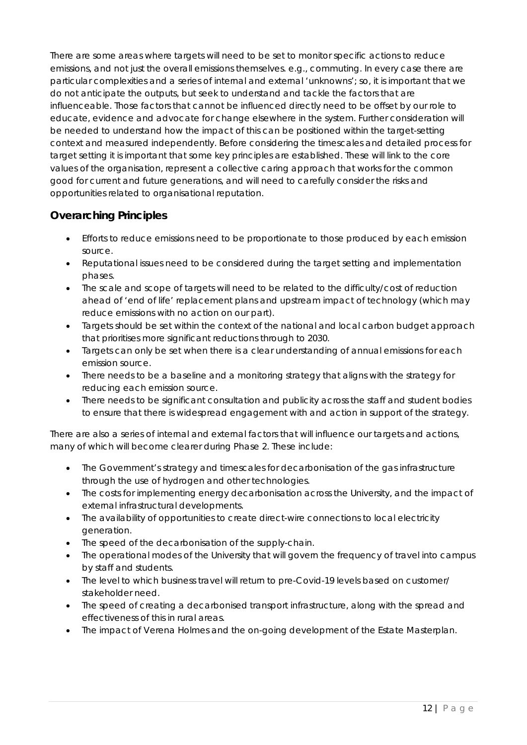There are some areas where targets will need to be set to monitor specific actions to reduce emissions, and not just the overall emissions themselves. e.g., commuting. In every case there are particular complexities and a series of internal and external 'unknowns'; so, it is important that we do not anticipate the outputs, but seek to understand and tackle the factors that are influenceable. Those factors that cannot be influenced directly need to be offset by our role to educate, evidence and advocate for change elsewhere in the system. Further consideration will be needed to understand how the impact of this can be positioned within the target-setting context and measured independently. Before considering the timescales and detailed process for target setting it is important that some key principles are established. These will link to the core values of the organisation, represent a collective caring approach that works for the common good for current and future generations, and will need to carefully consider the risks and opportunities related to organisational reputation.

## Overarching Principles

- Efforts to reduce emissions need to be proportionate to those produced by each emission source.
- Reputational issues need to be considered during the target setting and implementation phases.
- The scale and scope of targets will need to be related to the difficulty/cost of reduction ahead of 'end of life' replacement plans and upstream impact of technology (which may reduce emissions with no action on our part).
- Targets should be set within the context of the national and local carbon budget approach that prioritises more significant reductions through to 2030.
- Targets can only be set when there is a clear understanding of annual emissions for each emission source.
- There needs to be a baseline and a monitoring strategy that aligns with the strategy for reducing each emission source.
- There needs to be significant consultation and publicity across the staff and student bodies to ensure that there is widespread engagement with and action in support of the strategy.

There are also a series of internal and external factors that will influence our targets and actions, many of which will become clearer during Phase 2. These include:

- The Government's strategy and timescales for decarbonisation of the gas infrastructure through the use of hydrogen and other technologies.
- The costs for implementing energy decarbonisation across the University, and the impact of external infrastructural developments.
- The availability of opportunities to create direct-wire connections to local electricity generation.
- The speed of the decarbonisation of the supply-chain.
- The operational modes of the University that will govern the frequency of travel into campus by staff and students.
- The level to which business travel will return to pre-Covid-19 levels based on customer/ stakeholder need.
- The speed of creating a decarbonised transport infrastructure, along with the spread and effectiveness of this in rural areas.
- The impact of Verena Holmes and the on-going development of the Estate Masterplan.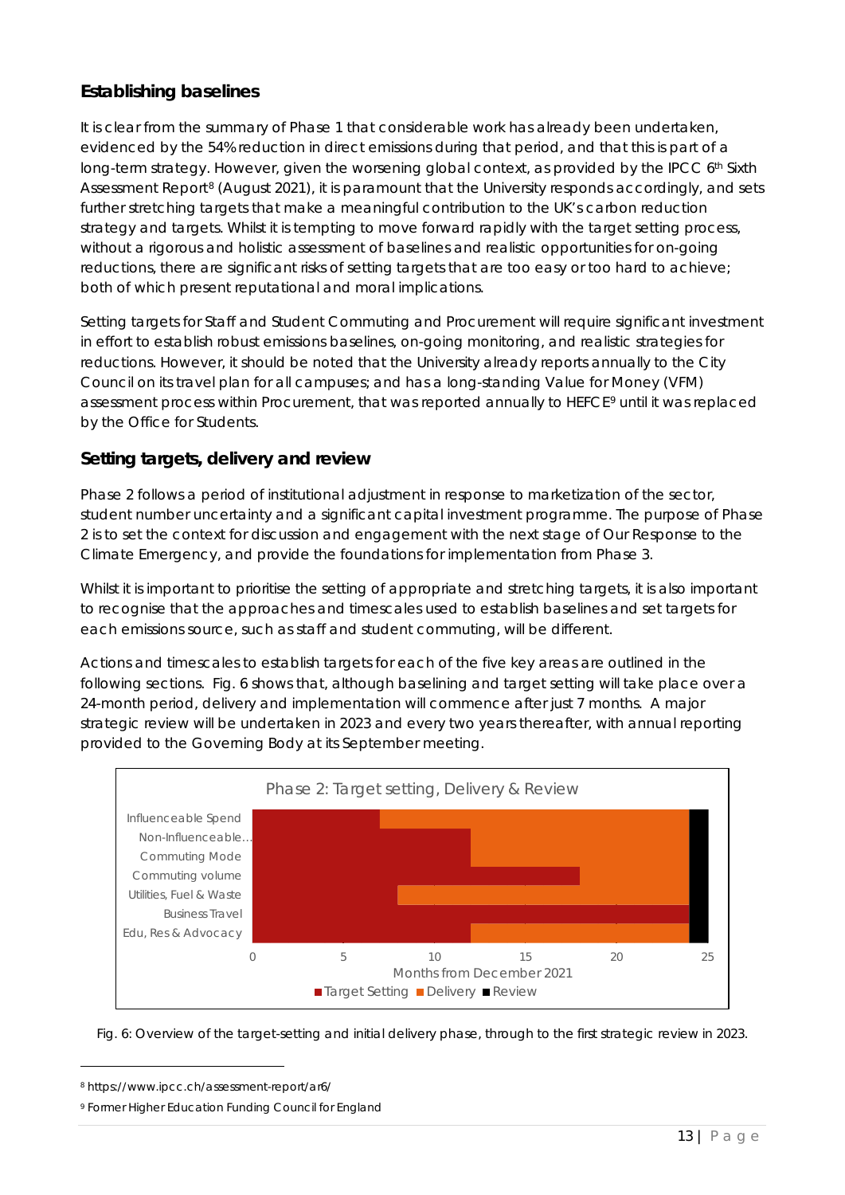## Establishing baselines

It is clear from the summary of Phase 1 that considerable work has already been undertaken, evidenced by the 54% reduction in direct emissions during that period, and that this is part of a long-term strategy. However, given the worsening global context, as provided by the IPCC 6th Sixth Assessment Report[8] (August 2021), it is paramount that the University responds accordingly, and sets further stretching targets that make a meaningful contribution to the UK's carbon reduction strategy and targets. Whilst it is tempting to move forward rapidly with the target setting process, without a rigorous and holistic assessment of baselines and realistic opportunities for on-going reductions, there are significant risks of setting targets that are too easy or too hard to achieve; both of which present reputational and moral implications.

Setting targets for Staff and Student Commuting and Procurement will require significant investment in effort to establish robust emissions baselines, on-going monitoring, and realistic strategies for reductions. However, it should be noted that the University already reports annually to the City Council on its travel plan for all campuses; and has a long-standing Value for Money (VFM) assessment process within Procurement, that was reported annually to HEFCE[9] until it was replaced by the Office for Students.

## Setting targets, delivery and review

Phase 2 follows a period of institutional adjustment in response to marketization of the sector, student number uncertainty and a significant capital investment programme. The purpose of Phase 2 is to set the context for discussion and engagement with the next stage of Our Response to the Climate Emergency, and provide the foundations for implementation from Phase 3.

Whilst it is important to prioritise the setting of appropriate and stretching targets, it is also important to recognise that the approaches and timescales used to establish baselines and set targets for each emissions source, such as staff and student commuting, will be different.

Actions and timescales to establish targets for each of the five key areas are outlined in the following sections. Fig. 6 shows that, although baselining and target setting will take place over a 24-month period, delivery and implementation will commence after just 7 months. A major strategic review will be undertaken in 2023 and every two years thereafter, with annual reporting provided to the Governing Body at its September meeting.

Phase 2: Target setting, Delivery & Review

| Area | Target Setting (months from December 2021) | Delivery | Review |
|---|---|---|---|
| Influenceable Spend | 0–7 | 7–24 | 24–25 |
| Non-Influenceable... | 0–12 | 12–24 | 24–25 |
| Commuting Mode | 0–12 | 12–24 | 24–25 |
| Commuting volume | 0–18 | 18–24 | 24–25 |
| Utilities, Fuel & Waste | 0–8 | 8–24 | 24–25 |
| Business Travel | 0–24 | | 24–25 |
| Edu, Res & Advocacy | 0–12 | 12–24 | 24–25 |

Fig. 6: Overview of the target-setting and initial delivery phase, through to the first strategic review in 2023.

[8] https://www.ipcc.ch/assessment-report/ar6/

[9] Former Higher Education Funding Council for England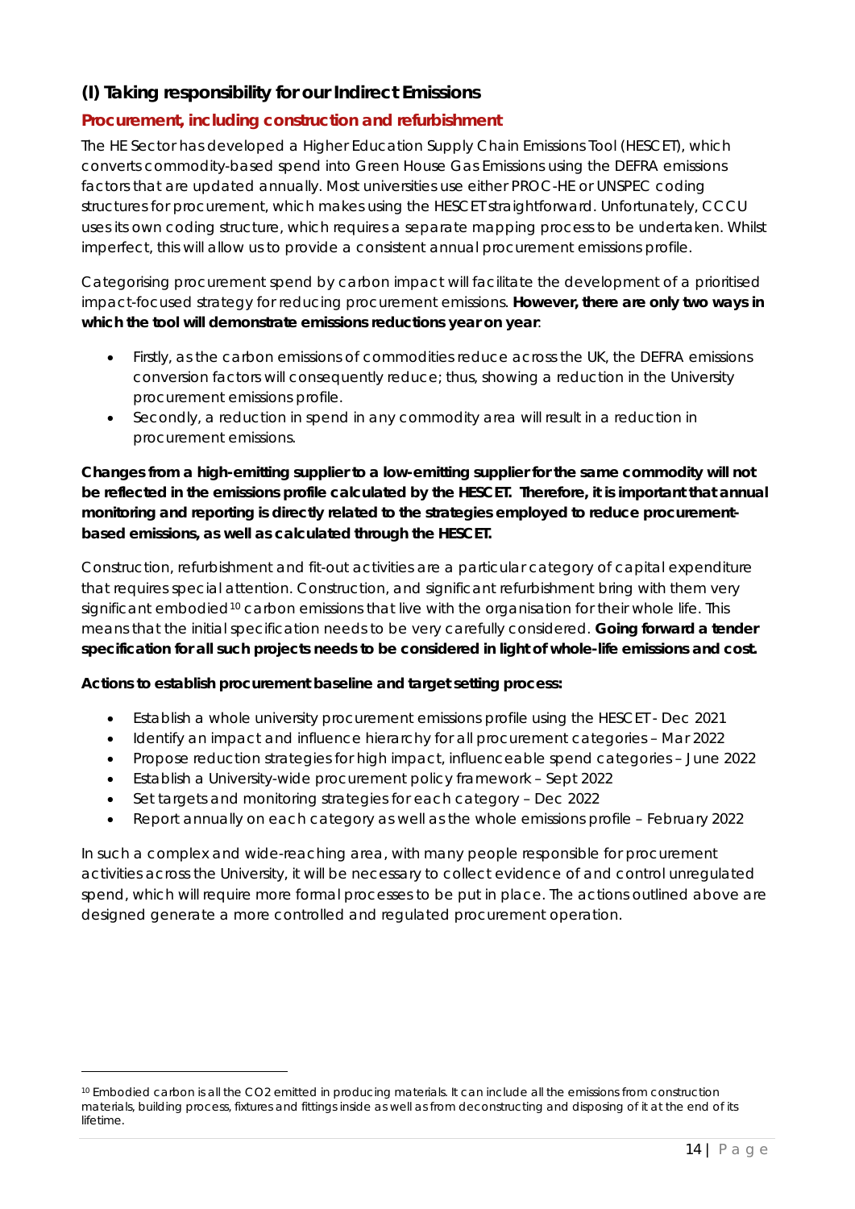## (I) Taking responsibility for our Indirect Emissions

### Procurement, including construction and refurbishment

The HE Sector has developed a Higher Education Supply Chain Emissions Tool (HESCET), which converts commodity-based spend into Green House Gas Emissions using the DEFRA emissions factors that are updated annually. Most universities use either PROC-HE or UNSPEC coding structures for procurement, which makes using the HESCET straightforward. Unfortunately, CCCU uses its own coding structure, which requires a separate mapping process to be undertaken. Whilst imperfect, this will allow us to provide a consistent annual procurement emissions profile.

Categorising procurement spend by carbon impact will facilitate the development of a prioritised impact-focused strategy for reducing procurement emissions. **However, there are only two ways in which the tool will demonstrate emissions reductions year on year**:

- Firstly, as the carbon emissions of commodities reduce across the UK, the DEFRA emissions conversion factors will consequently reduce; thus, showing a reduction in the University procurement emissions profile.
- Secondly, a reduction in spend in any commodity area will result in a reduction in procurement emissions.

**Changes from a high-emitting supplier to a low-emitting supplier for the same commodity will not be reflected in the emissions profile calculated by the HESCET. Therefore, it is important that annual monitoring and reporting is directly related to the strategies employed to reduce procurement-based emissions, as well as calculated through the HESCET.**

Construction, refurbishment and fit-out activities are a particular category of capital expenditure that requires special attention. Construction, and significant refurbishment bring with them very significant embodied[10] carbon emissions that live with the organisation for their whole life. This means that the initial specification needs to be very carefully considered. **Going forward a tender specification for all such projects needs to be considered in light of whole-life emissions and cost.**

**Actions to establish procurement baseline and target setting process:**

- Establish a whole university procurement emissions profile using the HESCET - Dec 2021
- Identify an impact and influence hierarchy for all procurement categories – Mar 2022
- Propose reduction strategies for high impact, influenceable spend categories – June 2022
- Establish a University-wide procurement policy framework – Sept 2022
- Set targets and monitoring strategies for each category – Dec 2022
- Report annually on each category as well as the whole emissions profile – February 2022

In such a complex and wide-reaching area, with many people responsible for procurement activities across the University, it will be necessary to collect evidence of and control unregulated spend, which will require more formal processes to be put in place. The actions outlined above are designed generate a more controlled and regulated procurement operation.

[10] Embodied carbon is all the CO2 emitted in producing materials. It can include all the emissions from construction materials, building process, fixtures and fittings inside as well as from deconstructing and disposing of it at the end of its lifetime.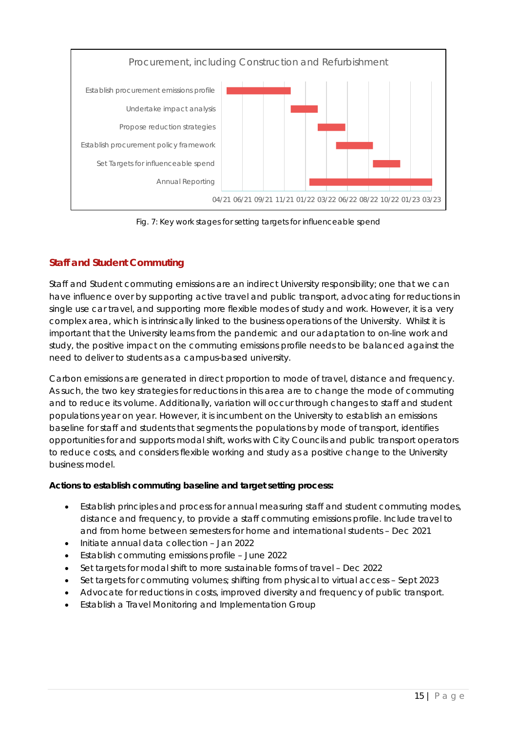Fig. 7: Key work stages for setting targets for influenceable spend

## Staff and Student Commuting

Staff and Student commuting emissions are an indirect University responsibility; one that we can have influence over by supporting active travel and public transport, advocating for reductions in single use car travel, and supporting more flexible modes of study and work. However, it is a very complex area, which is intrinsically linked to the business operations of the University. Whilst it is important that the University learns from the pandemic and our adaptation to on-line work and study, the positive impact on the commuting emissions profile needs to be balanced against the need to deliver to students as a campus-based university.

Carbon emissions are generated in direct proportion to mode of travel, distance and frequency. As such, the two key strategies for reductions in this area are to change the mode of commuting and to reduce its volume. Additionally, variation will occur through changes to staff and student populations year on year. However, it is incumbent on the University to establish an emissions baseline for staff and students that segments the populations by mode of transport, identifies opportunities for and supports modal shift, works with City Councils and public transport operators to reduce costs, and considers flexible working and study as a positive change to the University business model.

**Actions to establish commuting baseline and target setting process:**

- Establish principles and process for annual measuring staff and student commuting modes, distance and frequency, to provide a staff commuting emissions profile. Include travel to and from home between semesters for home and international students – Dec 2021
- Initiate annual data collection – Jan 2022
- Establish commuting emissions profile – June 2022
- Set targets for modal shift to more sustainable forms of travel – Dec 2022
- Set targets for commuting volumes; shifting from physical to virtual access – Sept 2023
- Advocate for reductions in costs, improved diversity and frequency of public transport.
- Establish a Travel Monitoring and Implementation Group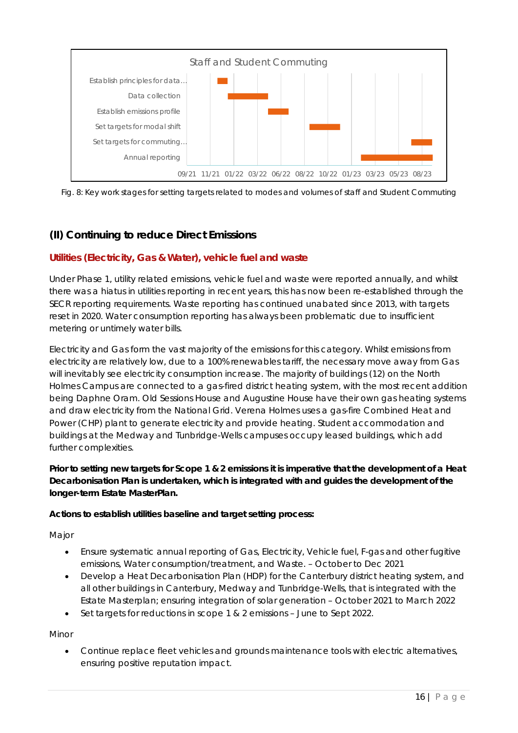Fig. 8: Key work stages for setting targets related to modes and volumes of staff and Student Commuting

## (II) Continuing to reduce Direct Emissions

### Utilities (Electricity, Gas & Water), vehicle fuel and waste

Under Phase 1, utility related emissions, vehicle fuel and waste were reported annually, and whilst there was a hiatus in utilities reporting in recent years, this has now been re-established through the SECR reporting requirements. Waste reporting has continued unabated since 2013, with targets reset in 2020. Water consumption reporting has always been problematic due to insufficient metering or untimely water bills.

Electricity and Gas form the vast majority of the emissions for this category. Whilst emissions from electricity are relatively low, due to a 100% renewables tariff, the necessary move away from Gas will inevitably see electricity consumption increase. The majority of buildings (12) on the North Holmes Campus are connected to a gas-fired district heating system, with the most recent addition being Daphne Oram. Old Sessions House and Augustine House have their own gas heating systems and draw electricity from the National Grid. Verena Holmes uses a gas-fire Combined Heat and Power (CHP) plant to generate electricity and provide heating. Student accommodation and buildings at the Medway and Tunbridge-Wells campuses occupy leased buildings, which add further complexities.

**Prior to setting new targets for Scope 1 & 2 emissions it is imperative that the development of a Heat Decarbonisation Plan is undertaken, which is integrated with and guides the development of the longer-term Estate MasterPlan.**

**Actions to establish utilities baseline and target setting process:**

Major

- Ensure systematic annual reporting of Gas, Electricity, Vehicle fuel, F-gas and other fugitive emissions, Water consumption/treatment, and Waste. – October to Dec 2021
- Develop a Heat Decarbonisation Plan (HDP) for the Canterbury district heating system, and all other buildings in Canterbury, Medway and Tunbridge-Wells, that is integrated with the Estate Masterplan; ensuring integration of solar generation – October 2021 to March 2022
- Set targets for reductions in scope 1 & 2 emissions – June to Sept 2022.

Minor

- Continue replace fleet vehicles and grounds maintenance tools with electric alternatives, ensuring positive reputation impact.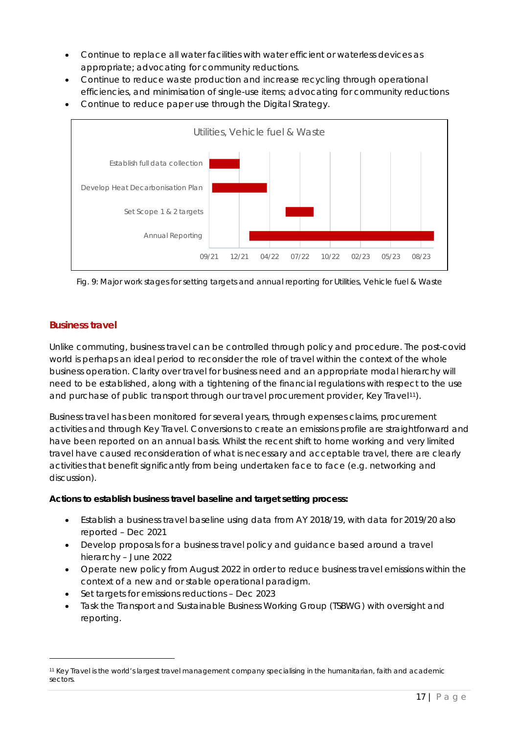- Continue to replace all water facilities with water efficient or waterless devices as appropriate; advocating for community reductions.
- Continue to reduce waste production and increase recycling through operational efficiencies, and minimisation of single-use items; advocating for community reductions
- Continue to reduce paper use through the Digital Strategy.

Fig. 9: Major work stages for setting targets and annual reporting for Utilities, Vehicle fuel & Waste

## Business travel

Unlike commuting, business travel can be controlled through policy and procedure. The post-covid world is perhaps an ideal period to reconsider the role of travel within the context of the whole business operation. Clarity over travel for business need and an appropriate modal hierarchy will need to be established, along with a tightening of the financial regulations with respect to the use and purchase of public transport through our travel procurement provider, Key Travel[11]).

Business travel has been monitored for several years, through expenses claims, procurement activities and through Key Travel. Conversions to create an emissions profile are straightforward and have been reported on an annual basis. Whilst the recent shift to home working and very limited travel have caused reconsideration of what is necessary and acceptable travel, there are clearly activities that benefit significantly from being undertaken face to face (e.g. networking and discussion).

**Actions to establish business travel baseline and target setting process:**

- Establish a business travel baseline using data from AY 2018/19, with data for 2019/20 also reported – Dec 2021
- Develop proposals for a business travel policy and guidance based around a travel hierarchy – June 2022
- Operate new policy from August 2022 in order to reduce business travel emissions within the context of a new and or stable operational paradigm.
- Set targets for emissions reductions – Dec 2023
- Task the Transport and Sustainable Business Working Group (TSBWG) with oversight and reporting.

[11] Key Travel is the world's largest travel management company specialising in the humanitarian, faith and academic sectors.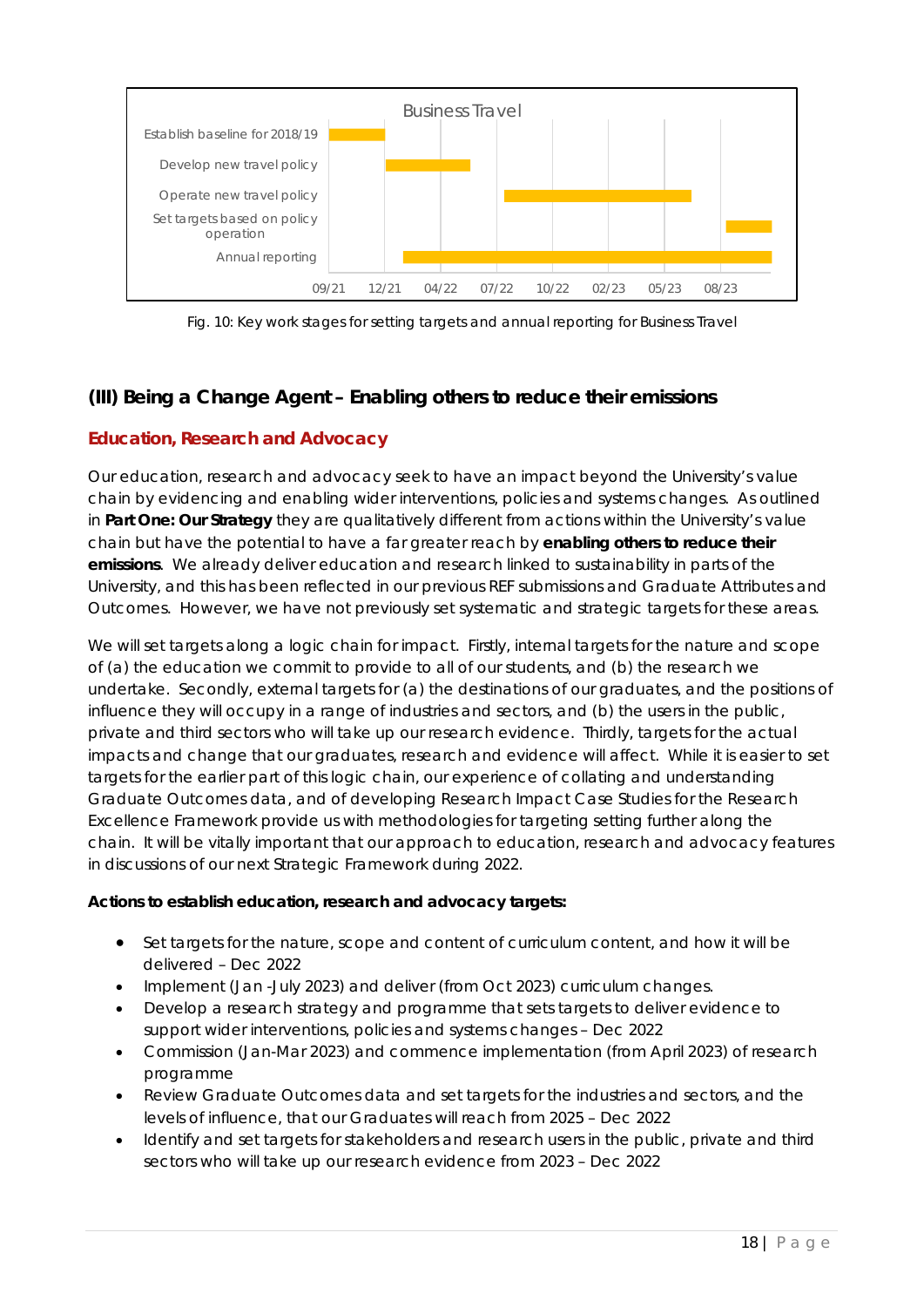Fig. 10: Key work stages for setting targets and annual reporting for Business Travel

## (III) Being a Change Agent – Enabling others to reduce their emissions

### Education, Research and Advocacy

Our education, research and advocacy seek to have an impact beyond the University's value chain by evidencing and enabling wider interventions, policies and systems changes. As outlined in **Part One: Our Strategy** they are qualitatively different from actions within the University's value chain but have the potential to have a far greater reach by **enabling others to reduce their emissions**. We already deliver education and research linked to sustainability in parts of the University, and this has been reflected in our previous REF submissions and Graduate Attributes and Outcomes. However, we have not previously set systematic and strategic targets for these areas.

We will set targets along a logic chain for impact. Firstly, internal targets for the nature and scope of (a) the education we commit to provide to all of our students, and (b) the research we undertake. Secondly, external targets for (a) the destinations of our graduates, and the positions of influence they will occupy in a range of industries and sectors, and (b) the users in the public, private and third sectors who will take up our research evidence. Thirdly, targets for the actual impacts and change that our graduates, research and evidence will affect. While it is easier to set targets for the earlier part of this logic chain, our experience of collating and understanding Graduate Outcomes data, and of developing Research Impact Case Studies for the Research Excellence Framework provide us with methodologies for targeting setting further along the chain. It will be vitally important that our approach to education, research and advocacy features in discussions of our next Strategic Framework during 2022.

**Actions to establish education, research and advocacy targets:**

- Set targets for the nature, scope and content of curriculum content, and how it will be delivered – Dec 2022
- Implement (Jan -July 2023) and deliver (from Oct 2023) curriculum changes.
- Develop a research strategy and programme that sets targets to deliver evidence to support wider interventions, policies and systems changes – Dec 2022
- Commission (Jan-Mar 2023) and commence implementation (from April 2023) of research programme
- Review Graduate Outcomes data and set targets for the industries and sectors, and the levels of influence, that our Graduates will reach from 2025 – Dec 2022
- Identify and set targets for stakeholders and research users in the public, private and third sectors who will take up our research evidence from 2023 – Dec 2022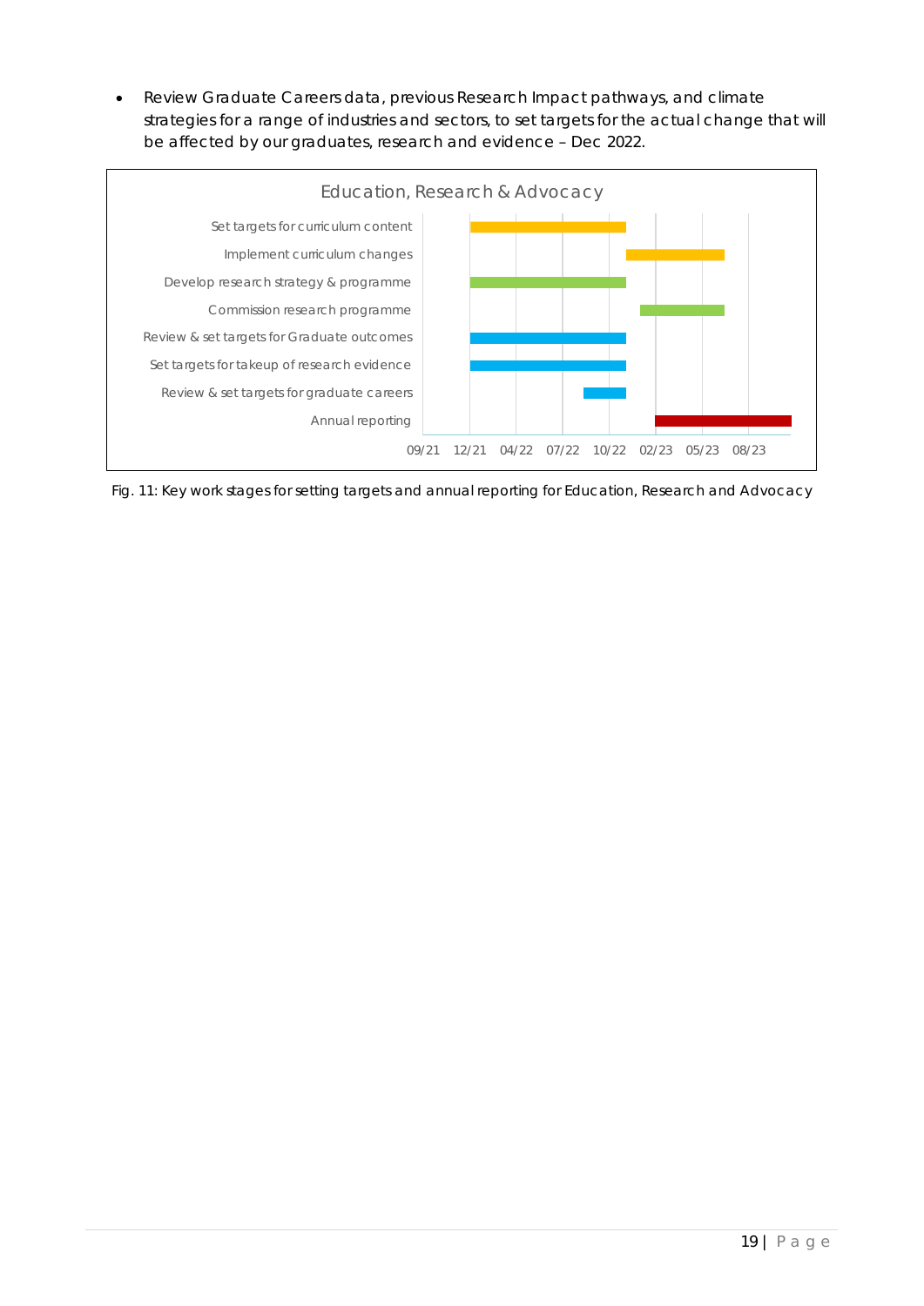- Review Graduate Careers data, previous Research Impact pathways, and climate strategies for a range of industries and sectors, to set targets for the actual change that will be affected by our graduates, research and evidence – Dec 2022.

Education, Research & Advocacy

Set targets for curriculum content

Implement curriculum changes

Develop research strategy & programme

Commission research programme

Review & set targets for Graduate outcomes

Set targets for takeup of research evidence

Review & set targets for graduate careers

Annual reporting

09/21 12/21 04/22 07/22 10/22 02/23 05/23 08/23

Fig. 11: Key work stages for setting targets and annual reporting for Education, Research and Advocacy